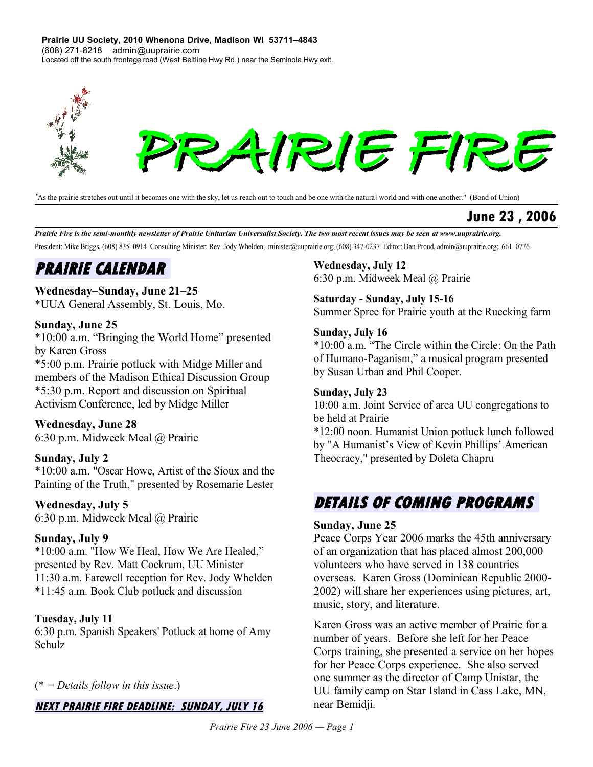**Prairie UU Society, 2010 Whenona Drive, Madison WI 53711–4843**
(608) 271-8218 admin@uuprairie.com
Located off the south frontage road (West Beltline Hwy Rd.) near the Seminole Hwy exit.

# PRAIRIE FIRE

"As the prairie stretches out until it becomes one with the sky, let us reach out to touch and be one with the natural world and with one another." (Bond of Union)

**June 23 , 2006**

*Prairie Fire is the semi-monthly newsletter of Prairie Unitarian Universalist Society. The two most recent issues may be seen at www.uuprairie.org.*

President: Mike Briggs, (608) 835–0914 Consulting Minister: Rev. Jody Whelden, minister@uuprairie.org; (608) 347-0237 Editor: Dan Proud, admin@uuprairie.org; 661–0776

## PRAIRIE CALENDAR

**Wednesday–Sunday, June 21–25**
*UUA General Assembly, St. Louis, Mo.

**Sunday, June 25**
*10:00 a.m. "Bringing the World Home" presented by Karen Gross
*5:00 p.m. Prairie potluck with Midge Miller and members of the Madison Ethical Discussion Group
*5:30 p.m. Report and discussion on Spiritual Activism Conference, led by Midge Miller

**Wednesday, June 28**
6:30 p.m. Midweek Meal @ Prairie

**Sunday, July 2**
*10:00 a.m. "Oscar Howe, Artist of the Sioux and the Painting of the Truth," presented by Rosemarie Lester

**Wednesday, July 5**
6:30 p.m. Midweek Meal @ Prairie

**Sunday, July 9**
*10:00 a.m. "How We Heal, How We Are Healed," presented by Rev. Matt Cockrum, UU Minister
11:30 a.m. Farewell reception for Rev. Jody Whelden
*11:45 a.m. Book Club potluck and discussion

**Tuesday, July 11**
6:30 p.m. Spanish Speakers' Potluck at home of Amy Schulz

**Wednesday, July 12**
6:30 p.m. Midweek Meal @ Prairie

**Saturday - Sunday, July 15-16**
Summer Spree for Prairie youth at the Ruecking farm

**Sunday, July 16**
*10:00 a.m. "The Circle within the Circle: On the Path of Humano-Paganism," a musical program presented by Susan Urban and Phil Cooper.

**Sunday, July 23**
10:00 a.m. Joint Service of area UU congregations to be held at Prairie
*12:00 noon. Humanist Union potluck lunch followed by "A Humanist's View of Kevin Phillips' American Theocracy," presented by Doleta Chapru

(* = *Details follow in this issue*.)

***NEXT PRAIRIE FIRE DEADLINE: SUNDAY, JULY 16***

## DETAILS OF COMING PROGRAMS

**Sunday, June 25**

Peace Corps Year 2006 marks the 45th anniversary of an organization that has placed almost 200,000 volunteers who have served in 138 countries overseas. Karen Gross (Dominican Republic 2000-2002) will share her experiences using pictures, art, music, story, and literature.

Karen Gross was an active member of Prairie for a number of years. Before she left for her Peace Corps training, she presented a service on her hopes for her Peace Corps experience. She also served one summer as the director of Camp Unistar, the UU family camp on Star Island in Cass Lake, MN, near Bemidji.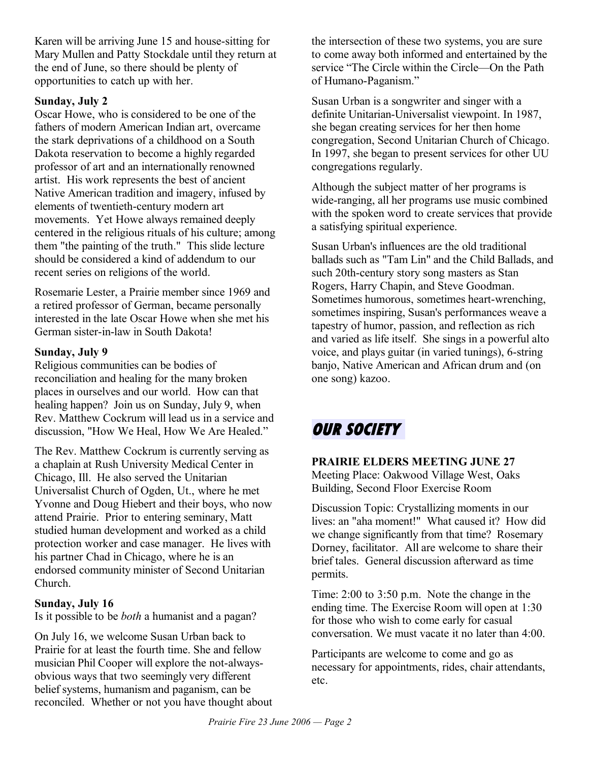Karen will be arriving June 15 and house-sitting for Mary Mullen and Patty Stockdale until they return at the end of June, so there should be plenty of opportunities to catch up with her.

**Sunday, July 2**

Oscar Howe, who is considered to be one of the fathers of modern American Indian art, overcame the stark deprivations of a childhood on a South Dakota reservation to become a highly regarded professor of art and an internationally renowned artist. His work represents the best of ancient Native American tradition and imagery, infused by elements of twentieth-century modern art movements. Yet Howe always remained deeply centered in the religious rituals of his culture; among them "the painting of the truth." This slide lecture should be considered a kind of addendum to our recent series on religions of the world.

Rosemarie Lester, a Prairie member since 1969 and a retired professor of German, became personally interested in the late Oscar Howe when she met his German sister-in-law in South Dakota!

**Sunday, July 9**

Religious communities can be bodies of reconciliation and healing for the many broken places in ourselves and our world. How can that healing happen? Join us on Sunday, July 9, when Rev. Matthew Cockrum will lead us in a service and discussion, "How We Heal, How We Are Healed."

The Rev. Matthew Cockrum is currently serving as a chaplain at Rush University Medical Center in Chicago, Ill. He also served the Unitarian Universalist Church of Ogden, Ut., where he met Yvonne and Doug Hiebert and their boys, who now attend Prairie. Prior to entering seminary, Matt studied human development and worked as a child protection worker and case manager. He lives with his partner Chad in Chicago, where he is an endorsed community minister of Second Unitarian Church.

**Sunday, July 16**

Is it possible to be *both* a humanist and a pagan?

On July 16, we welcome Susan Urban back to Prairie for at least the fourth time. She and fellow musician Phil Cooper will explore the not-always-obvious ways that two seemingly very different belief systems, humanism and paganism, can be reconciled. Whether or not you have thought about the intersection of these two systems, you are sure to come away both informed and entertained by the service "The Circle within the Circle—On the Path of Humano-Paganism."

Susan Urban is a songwriter and singer with a definite Unitarian-Universalist viewpoint. In 1987, she began creating services for her then home congregation, Second Unitarian Church of Chicago. In 1997, she began to present services for other UU congregations regularly.

Although the subject matter of her programs is wide-ranging, all her programs use music combined with the spoken word to create services that provide a satisfying spiritual experience.

Susan Urban's influences are the old traditional ballads such as "Tam Lin" and the Child Ballads, and such 20th-century story song masters as Stan Rogers, Harry Chapin, and Steve Goodman. Sometimes humorous, sometimes heart-wrenching, sometimes inspiring, Susan's performances weave a tapestry of humor, passion, and reflection as rich and varied as life itself. She sings in a powerful alto voice, and plays guitar (in varied tunings), 6-string banjo, Native American and African drum and (on one song) kazoo.

## OUR SOCIETY

**PRAIRIE ELDERS MEETING JUNE 27**

Meeting Place: Oakwood Village West, Oaks Building, Second Floor Exercise Room

Discussion Topic: Crystallizing moments in our lives: an "aha moment!" What caused it? How did we change significantly from that time? Rosemary Dorney, facilitator. All are welcome to share their brief tales. General discussion afterward as time permits.

Time: 2:00 to 3:50 p.m. Note the change in the ending time. The Exercise Room will open at 1:30 for those who wish to come early for casual conversation. We must vacate it no later than 4:00.

Participants are welcome to come and go as necessary for appointments, rides, chair attendants, etc.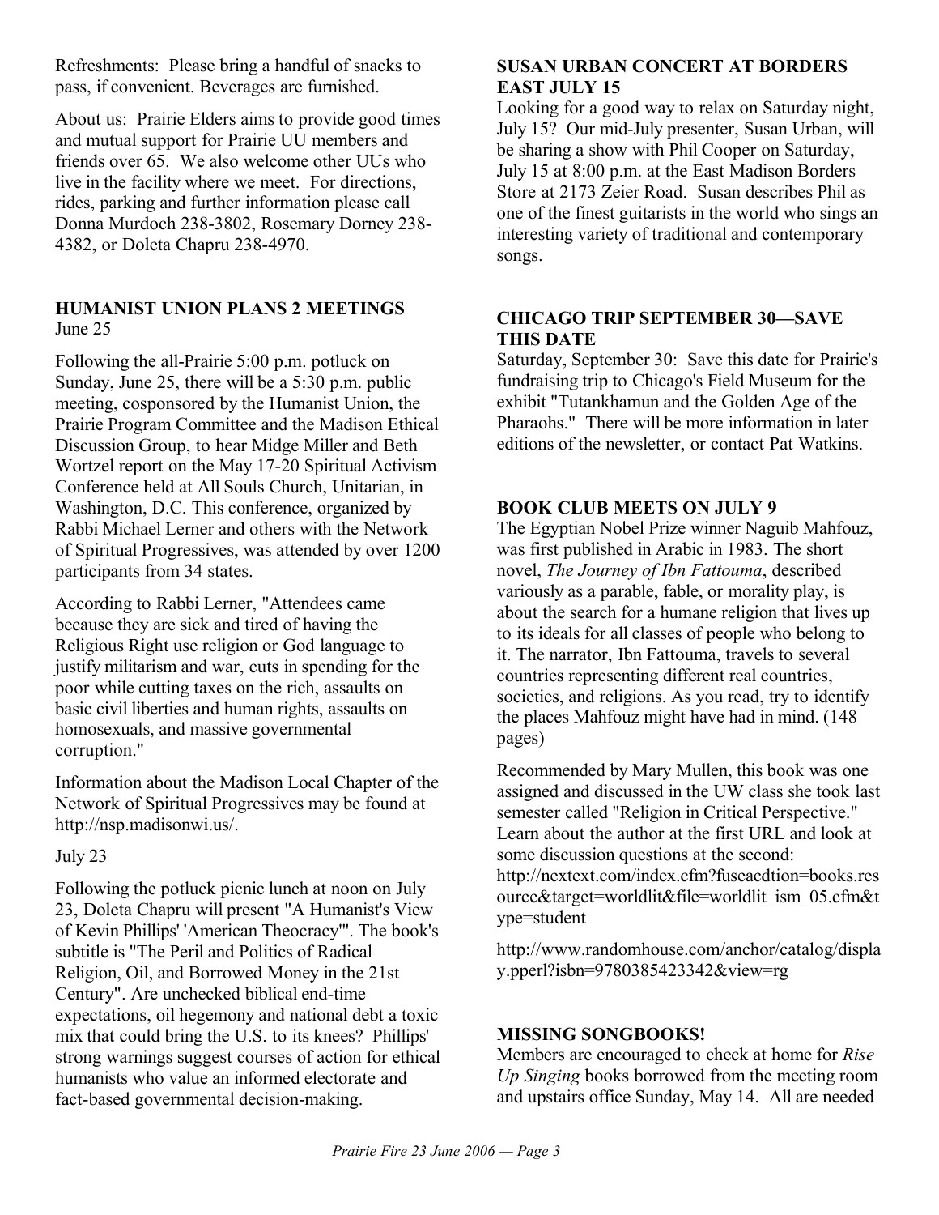Refreshments: Please bring a handful of snacks to pass, if convenient. Beverages are furnished.

About us: Prairie Elders aims to provide good times and mutual support for Prairie UU members and friends over 65. We also welcome other UUs who live in the facility where we meet. For directions, rides, parking and further information please call Donna Murdoch 238-3802, Rosemary Dorney 238-4382, or Doleta Chapru 238-4970.

### HUMANIST UNION PLANS 2 MEETINGS

June 25

Following the all-Prairie 5:00 p.m. potluck on Sunday, June 25, there will be a 5:30 p.m. public meeting, cosponsored by the Humanist Union, the Prairie Program Committee and the Madison Ethical Discussion Group, to hear Midge Miller and Beth Wortzel report on the May 17-20 Spiritual Activism Conference held at All Souls Church, Unitarian, in Washington, D.C. This conference, organized by Rabbi Michael Lerner and others with the Network of Spiritual Progressives, was attended by over 1200 participants from 34 states.

According to Rabbi Lerner, "Attendees came because they are sick and tired of having the Religious Right use religion or God language to justify militarism and war, cuts in spending for the poor while cutting taxes on the rich, assaults on basic civil liberties and human rights, assaults on homosexuals, and massive governmental corruption."

Information about the Madison Local Chapter of the Network of Spiritual Progressives may be found at http://nsp.madisonwi.us/.

July 23

Following the potluck picnic lunch at noon on July 23, Doleta Chapru will present "A Humanist's View of Kevin Phillips' 'American Theocracy'". The book's subtitle is "The Peril and Politics of Radical Religion, Oil, and Borrowed Money in the 21st Century". Are unchecked biblical end-time expectations, oil hegemony and national debt a toxic mix that could bring the U.S. to its knees? Phillips' strong warnings suggest courses of action for ethical humanists who value an informed electorate and fact-based governmental decision-making.

### SUSAN URBAN CONCERT AT BORDERS EAST JULY 15

Looking for a good way to relax on Saturday night, July 15? Our mid-July presenter, Susan Urban, will be sharing a show with Phil Cooper on Saturday, July 15 at 8:00 p.m. at the East Madison Borders Store at 2173 Zeier Road. Susan describes Phil as one of the finest guitarists in the world who sings an interesting variety of traditional and contemporary songs.

### CHICAGO TRIP SEPTEMBER 30—SAVE THIS DATE

Saturday, September 30: Save this date for Prairie's fundraising trip to Chicago's Field Museum for the exhibit "Tutankhamun and the Golden Age of the Pharaohs." There will be more information in later editions of the newsletter, or contact Pat Watkins.

### BOOK CLUB MEETS ON JULY 9

The Egyptian Nobel Prize winner Naguib Mahfouz, was first published in Arabic in 1983. The short novel, *The Journey of Ibn Fattouma*, described variously as a parable, fable, or morality play, is about the search for a humane religion that lives up to its ideals for all classes of people who belong to it. The narrator, Ibn Fattouma, travels to several countries representing different real countries, societies, and religions. As you read, try to identify the places Mahfouz might have had in mind. (148 pages)

Recommended by Mary Mullen, this book was one assigned and discussed in the UW class she took last semester called "Religion in Critical Perspective." Learn about the author at the first URL and look at some discussion questions at the second: http://nextext.com/index.cfm?fuseacdtion=books.resource&target=worldlit&file=worldlit_ism_05.cfm&type=student

http://www.randomhouse.com/anchor/catalog/display.pperl?isbn=9780385423342&view=rg

### MISSING SONGBOOKS!

Members are encouraged to check at home for *Rise Up Singing* books borrowed from the meeting room and upstairs office Sunday, May 14. All are needed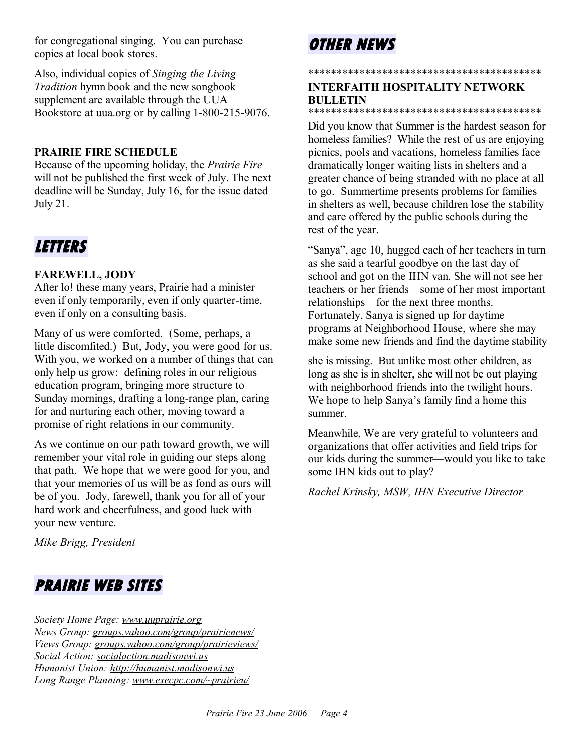for congregational singing. You can purchase copies at local book stores.

Also, individual copies of *Singing the Living Tradition* hymn book and the new songbook supplement are available through the UUA Bookstore at uua.org or by calling 1-800-215-9076.

**PRAIRIE FIRE SCHEDULE**

Because of the upcoming holiday, the *Prairie Fire* will not be published the first week of July. The next deadline will be Sunday, July 16, for the issue dated July 21.

## LETTERS

**FAREWELL, JODY**

After lo! these many years, Prairie had a minister—even if only temporarily, even if only quarter-time, even if only on a consulting basis.

Many of us were comforted. (Some, perhaps, a little discomfited.) But, Jody, you were good for us. With you, we worked on a number of things that can only help us grow: defining roles in our religious education program, bringing more structure to Sunday mornings, drafting a long-range plan, caring for and nurturing each other, moving toward a promise of right relations in our community.

As we continue on our path toward growth, we will remember your vital role in guiding our steps along that path. We hope that we were good for you, and that your memories of us will be as fond as ours will be of you. Jody, farewell, thank you for all of your hard work and cheerfulness, and good luck with your new venture.

*Mike Brigg, President*

## PRAIRIE WEB SITES

*Society Home Page: www.uuprairie.org*
*News Group: groups.yahoo.com/group/prairienews/*
*Views Group: groups.yahoo.com/group/prairieviews/*
*Social Action: socialaction.madisonwi.us*
*Humanist Union: http://humanist.madisonwi.us*
*Long Range Planning: www.execpc.com/~prairieu/*

## OTHER NEWS

*****************************************

**INTERFAITH HOSPITALITY NETWORK BULLETIN**

*****************************************

Did you know that Summer is the hardest season for homeless families? While the rest of us are enjoying picnics, pools and vacations, homeless families face dramatically longer waiting lists in shelters and a greater chance of being stranded with no place at all to go. Summertime presents problems for families in shelters as well, because children lose the stability and care offered by the public schools during the rest of the year.

“Sanya”, age 10, hugged each of her teachers in turn as she said a tearful goodbye on the last day of school and got on the IHN van. She will not see her teachers or her friends—some of her most important relationships—for the next three months. Fortunately, Sanya is signed up for daytime programs at Neighborhood House, where she may make some new friends and find the daytime stability she is missing. But unlike most other children, as long as she is in shelter, she will not be out playing with neighborhood friends into the twilight hours. We hope to help Sanya’s family find a home this summer.

Meanwhile, We are very grateful to volunteers and organizations that offer activities and field trips for our kids during the summer—would you like to take some IHN kids out to play?

*Rachel Krinsky, MSW, IHN Executive Director*